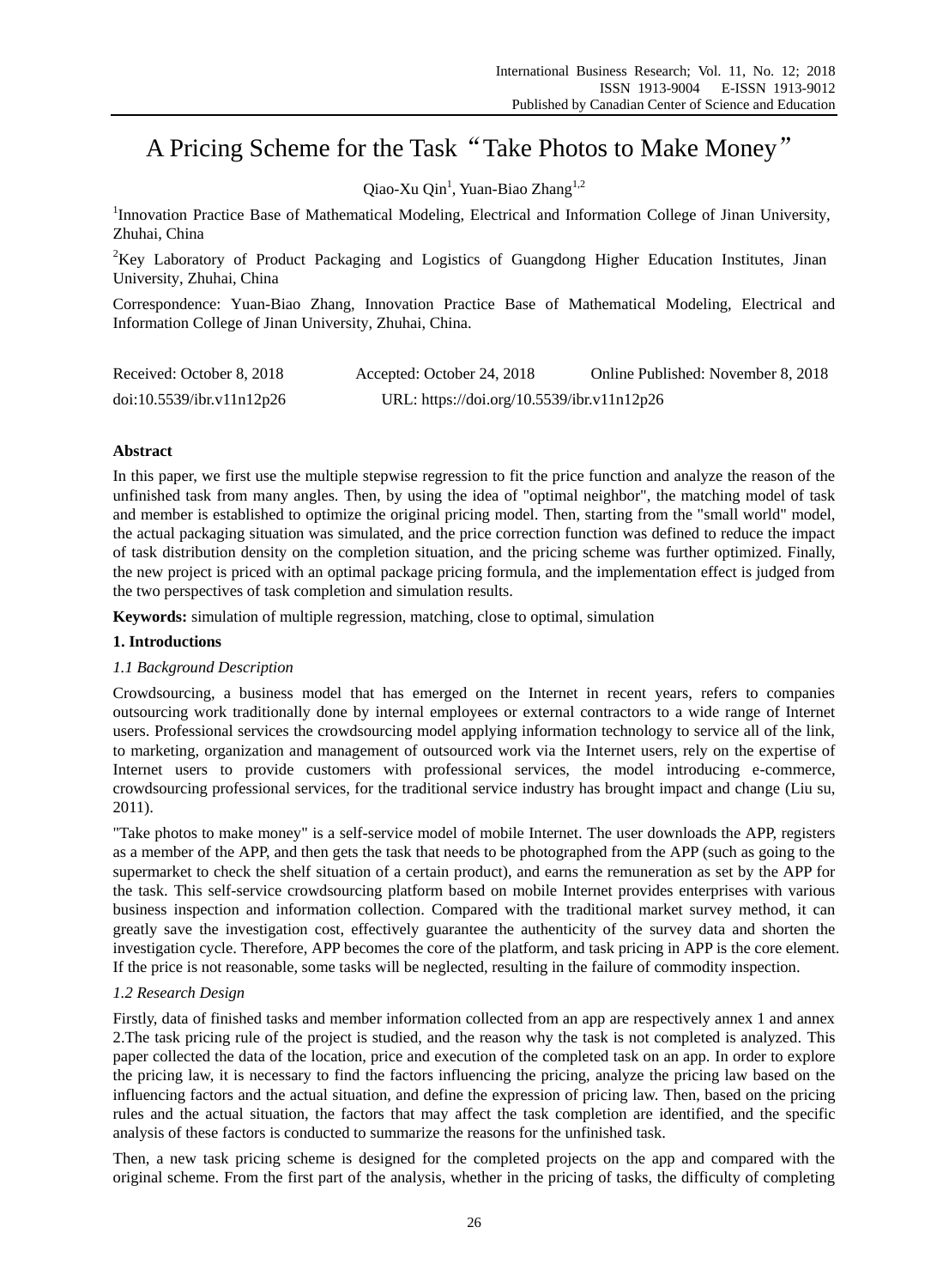# A Pricing Scheme for the Task "Take Photos to Make Money"

Qiao-Xu Qin[1], Yuan-Biao Zhang[1,2]

[1]Innovation Practice Base of Mathematical Modeling, Electrical and Information College of Jinan University, Zhuhai, China

[2]Key Laboratory of Product Packaging and Logistics of Guangdong Higher Education Institutes, Jinan University, Zhuhai, China

Correspondence: Yuan-Biao Zhang, Innovation Practice Base of Mathematical Modeling, Electrical and Information College of Jinan University, Zhuhai, China.

Received: October 8, 2018 Accepted: October 24, 2018 Online Published: November 8, 2018

doi:10.5539/ibr.v11n12p26 URL: https://doi.org/10.5539/ibr.v11n12p26

## Abstract

In this paper, we first use the multiple stepwise regression to fit the price function and analyze the reason of the unfinished task from many angles. Then, by using the idea of "optimal neighbor", the matching model of task and member is established to optimize the original pricing model. Then, starting from the "small world" model, the actual packaging situation was simulated, and the price correction function was defined to reduce the impact of task distribution density on the completion situation, and the pricing scheme was further optimized. Finally, the new project is priced with an optimal package pricing formula, and the implementation effect is judged from the two perspectives of task completion and simulation results.

**Keywords:** simulation of multiple regression, matching, close to optimal, simulation

## 1. Introductions

### *1.1 Background Description*

Crowdsourcing, a business model that has emerged on the Internet in recent years, refers to companies outsourcing work traditionally done by internal employees or external contractors to a wide range of Internet users. Professional services the crowdsourcing model applying information technology to service all of the link, to marketing, organization and management of outsourced work via the Internet users, rely on the expertise of Internet users to provide customers with professional services, the model introducing e-commerce, crowdsourcing professional services, for the traditional service industry has brought impact and change (Liu su, 2011).

"Take photos to make money" is a self-service model of mobile Internet. The user downloads the APP, registers as a member of the APP, and then gets the task that needs to be photographed from the APP (such as going to the supermarket to check the shelf situation of a certain product), and earns the remuneration as set by the APP for the task. This self-service crowdsourcing platform based on mobile Internet provides enterprises with various business inspection and information collection. Compared with the traditional market survey method, it can greatly save the investigation cost, effectively guarantee the authenticity of the survey data and shorten the investigation cycle. Therefore, APP becomes the core of the platform, and task pricing in APP is the core element. If the price is not reasonable, some tasks will be neglected, resulting in the failure of commodity inspection.

### *1.2 Research Design*

Firstly, data of finished tasks and member information collected from an app are respectively annex 1 and annex 2.The task pricing rule of the project is studied, and the reason why the task is not completed is analyzed. This paper collected the data of the location, price and execution of the completed task on an app. In order to explore the pricing law, it is necessary to find the factors influencing the pricing, analyze the pricing law based on the influencing factors and the actual situation, and define the expression of pricing law. Then, based on the pricing rules and the actual situation, the factors that may affect the task completion are identified, and the specific analysis of these factors is conducted to summarize the reasons for the unfinished task.

Then, a new task pricing scheme is designed for the completed projects on the app and compared with the original scheme. From the first part of the analysis, whether in the pricing of tasks, the difficulty of completing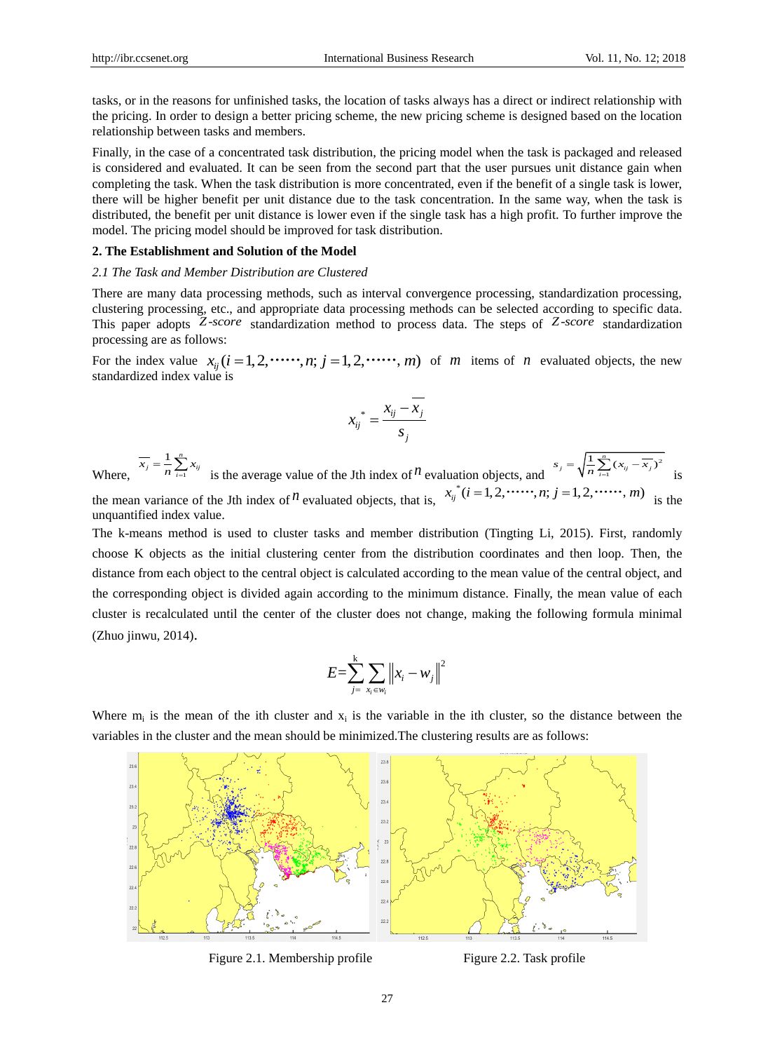tasks, or in the reasons for unfinished tasks, the location of tasks always has a direct or indirect relationship with the pricing. In order to design a better pricing scheme, the new pricing scheme is designed based on the location relationship between tasks and members.

Finally, in the case of a concentrated task distribution, the pricing model when the task is packaged and released is considered and evaluated. It can be seen from the second part that the user pursues unit distance gain when completing the task. When the task distribution is more concentrated, even if the benefit of a single task is lower, there will be higher benefit per unit distance due to the task concentration. In the same way, when the task is distributed, the benefit per unit distance is lower even if the single task has a high profit. To further improve the model. The pricing model should be improved for task distribution.

## 2. The Establishment and Solution of the Model

### *2.1 The Task and Member Distribution are Clustered*

There are many data processing methods, such as interval convergence processing, standardization processing, clustering processing, etc., and appropriate data processing methods can be selected according to specific data. This paper adopts *Z-score* standardization method to process data. The steps of *Z-score* standardization processing are as follows:

For the index value $x_{ij}(i=1,2,\cdots\cdots,n;\ j=1,2,\cdots\cdots,m)$ of $m$ items of $n$ evaluated objects, the new standardized index value is

$$x_{ij}^{*}=\frac{x_{ij}-\overline{x_j}}{s_j}$$

Where, $\overline{x_j}=\frac{1}{n}\sum_{i=1}^{n}x_{ij}$ is the average value of the Jth index of $n$ evaluation objects, and $s_j=\sqrt{\frac{1}{n}\sum_{i=1}^{n}(x_{ij}-\overline{x_j})^2}$ is the mean variance of the Jth index of $n$ evaluated objects, that is, $x_{ij}^{*}(i=1,2,\cdots\cdots,n;\ j=1,2,\cdots\cdots,m)$ is the unquantified index value.

The k-means method is used to cluster tasks and member distribution (Tingting Li, 2015). First, randomly choose K objects as the initial clustering center from the distribution coordinates and then loop. Then, the distance from each object to the central object is calculated according to the mean value of the central object, and the corresponding object is divided again according to the minimum distance. Finally, the mean value of each cluster is recalculated until the center of the cluster does not change, making the following formula minimal (Zhuo jinwu, 2014).

$$E=\sum_{j=}^{k}\sum_{x_i\in w_i}\left\|x_i-w_j\right\|^2$$

Where $m_i$ is the mean of the ith cluster and $x_i$ is the variable in the ith cluster, so the distance between the variables in the cluster and the mean should be minimized.The clustering results are as follows:

Figure 2.1. Membership profile

Figure 2.2. Task profile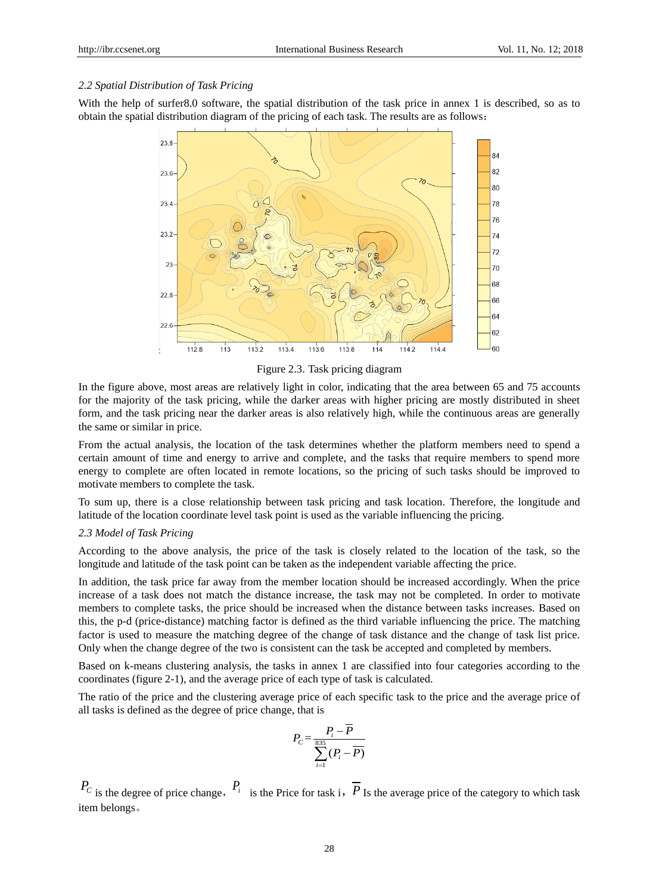*2.2 Spatial Distribution of Task Pricing*

With the help of surfer8.0 software, the spatial distribution of the task price in annex 1 is described, so as to obtain the spatial distribution diagram of the pricing of each task. The results are as follows：

Figure 2.3. Task pricing diagram

In the figure above, most areas are relatively light in color, indicating that the area between 65 and 75 accounts for the majority of the task pricing, while the darker areas with higher pricing are mostly distributed in sheet form, and the task pricing near the darker areas is also relatively high, while the continuous areas are generally the same or similar in price.

From the actual analysis, the location of the task determines whether the platform members need to spend a certain amount of time and energy to arrive and complete, and the tasks that require members to spend more energy to complete are often located in remote locations, so the pricing of such tasks should be improved to motivate members to complete the task.

To sum up, there is a close relationship between task pricing and task location. Therefore, the longitude and latitude of the location coordinate level task point is used as the variable influencing the pricing.

*2.3 Model of Task Pricing*

According to the above analysis, the price of the task is closely related to the location of the task, so the longitude and latitude of the task point can be taken as the independent variable affecting the price.

In addition, the task price far away from the member location should be increased accordingly. When the price increase of a task does not match the distance increase, the task may not be completed. In order to motivate members to complete tasks, the price should be increased when the distance between tasks increases. Based on this, the p-d (price-distance) matching factor is defined as the third variable influencing the price. The matching factor is used to measure the matching degree of the change of task distance and the change of task list price. Only when the change degree of the two is consistent can the task be accepted and completed by members.

Based on k-means clustering analysis, the tasks in annex 1 are classified into four categories according to the coordinates (figure 2-1), and the average price of each type of task is calculated.

The ratio of the price and the clustering average price of each specific task to the price and the average price of all tasks is defined as the degree of price change, that is

$$P_C = \frac{P_i - \overline{P}}{\sum_{i=1}^{835}(P_i - \overline{P})}$$

$P_C$ is the degree of price change， $P_i$ is the Price for task i， $\overline{P}$ Is the average price of the category to which task item belongs。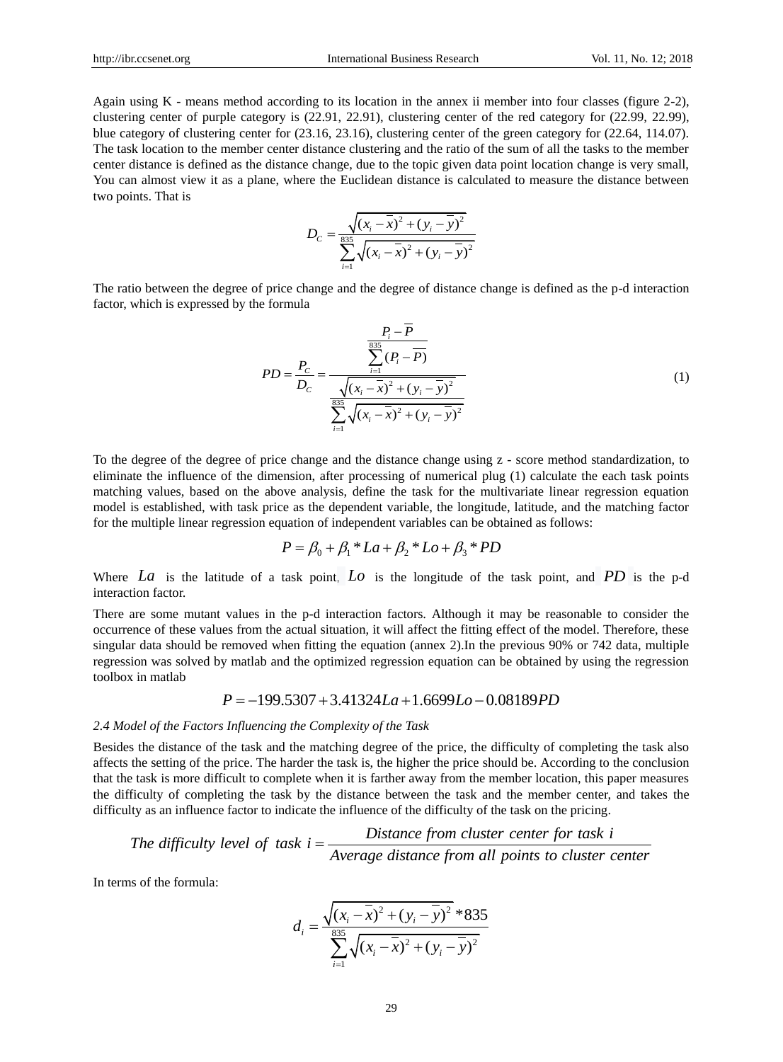Again using K - means method according to its location in the annex ii member into four classes (figure 2-2), clustering center of purple category is (22.91, 22.91), clustering center of the red category for (22.99, 22.99), blue category of clustering center for (23.16, 23.16), clustering center of the green category for (22.64, 114.07). The task location to the member center distance clustering and the ratio of the sum of all the tasks to the member center distance is defined as the distance change, due to the topic given data point location change is very small, You can almost view it as a plane, where the Euclidean distance is calculated to measure the distance between two points. That is

$$D_C = \frac{\sqrt{(x_i - \overline{x})^2 + (y_i - \overline{y})^2}}{\sum_{i=1}^{835} \sqrt{(x_i - \overline{x})^2 + (y_i - \overline{y})^2}}$$

The ratio between the degree of price change and the degree of distance change is defined as the p-d interaction factor, which is expressed by the formula

$$PD = \frac{P_C}{D_C} = \frac{\dfrac{P_i - \overline{P}}{\sum_{i=1}^{835} (P_i - \overline{P})}}{\dfrac{\sqrt{(x_i - \overline{x})^2 + (y_i - \overline{y})^2}}{\sum_{i=1}^{835} \sqrt{(x_i - \overline{x})^2 + (y_i - \overline{y})^2}}} \tag{1}$$

To the degree of the degree of price change and the distance change using z - score method standardization, to eliminate the influence of the dimension, after processing of numerical plug (1) calculate the each task points matching values, based on the above analysis, define the task for the multivariate linear regression equation model is established, with task price as the dependent variable, the longitude, latitude, and the matching factor for the multiple linear regression equation of independent variables can be obtained as follows:

$$P = \beta_0 + \beta_1 * La + \beta_2 * Lo + \beta_3 * PD$$

Where $La$ is the latitude of a task point, $Lo$ is the longitude of the task point, and $PD$ is the p-d interaction factor.

There are some mutant values in the p-d interaction factors. Although it may be reasonable to consider the occurrence of these values from the actual situation, it will affect the fitting effect of the model. Therefore, these singular data should be removed when fitting the equation (annex 2).In the previous 90% or 742 data, multiple regression was solved by matlab and the optimized regression equation can be obtained by using the regression toolbox in matlab

$$P = -199.5307 + 3.41324La + 1.6699Lo - 0.08189PD$$

*2.4 Model of the Factors Influencing the Complexity of the Task*

Besides the distance of the task and the matching degree of the price, the difficulty of completing the task also affects the setting of the price. The harder the task is, the higher the price should be. According to the conclusion that the task is more difficult to complete when it is farther away from the member location, this paper measures the difficulty of completing the task by the distance between the task and the member center, and takes the difficulty as an influence factor to indicate the influence of the difficulty of the task on the pricing.

$$\textit{The difficulty level of task } i = \frac{\textit{Distance from cluster center for task } i}{\textit{Average distance from all points to cluster center}}$$

In terms of the formula:

$$d_i = \frac{\sqrt{(x_i - \overline{x})^2 + (y_i - \overline{y})^2} * 835}{\sum_{i=1}^{835} \sqrt{(x_i - \overline{x})^2 + (y_i - \overline{y})^2}}$$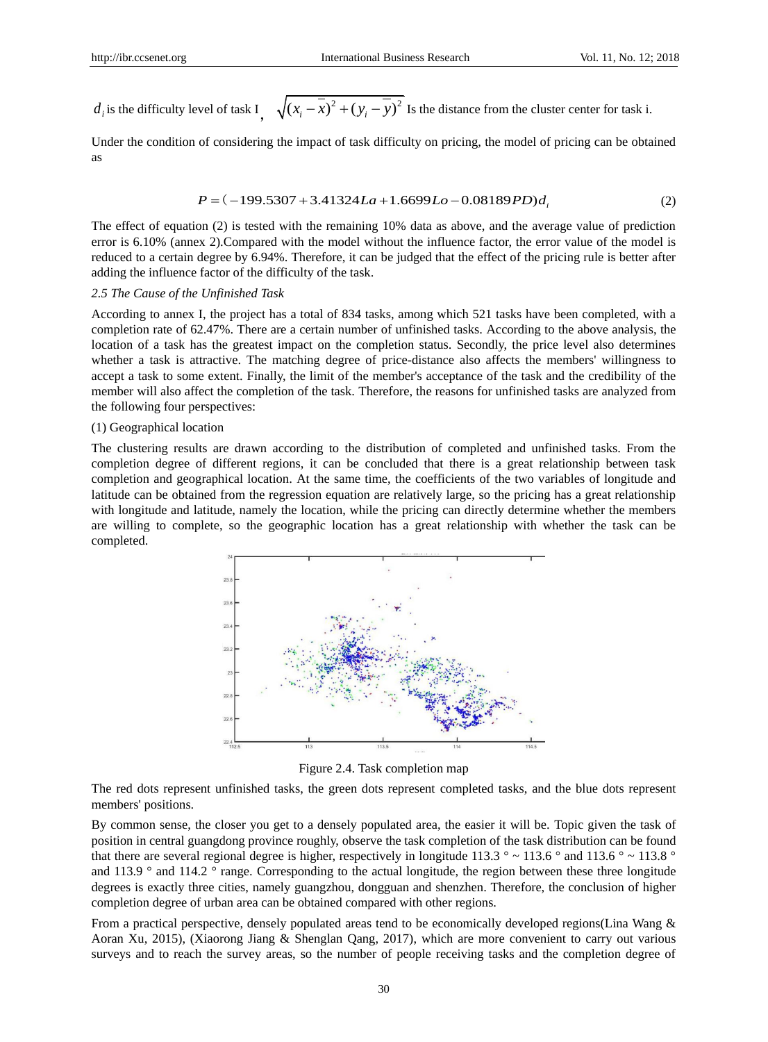$d_i$ is the difficulty level of task I, $\sqrt{(x_i-\bar{x})^2+(y_i-\bar{y})^2}$ Is the distance from the cluster center for task i.

Under the condition of considering the impact of task difficulty on pricing, the model of pricing can be obtained as

$$P = (-199.5307 + 3.41324La + 1.6699Lo - 0.08189PD)d_i \tag{2}$$

The effect of equation (2) is tested with the remaining 10% data as above, and the average value of prediction error is 6.10% (annex 2).Compared with the model without the influence factor, the error value of the model is reduced to a certain degree by 6.94%. Therefore, it can be judged that the effect of the pricing rule is better after adding the influence factor of the difficulty of the task.

*2.5 The Cause of the Unfinished Task*

According to annex I, the project has a total of 834 tasks, among which 521 tasks have been completed, with a completion rate of 62.47%. There are a certain number of unfinished tasks. According to the above analysis, the location of a task has the greatest impact on the completion status. Secondly, the price level also determines whether a task is attractive. The matching degree of price-distance also affects the members' willingness to accept a task to some extent. Finally, the limit of the member's acceptance of the task and the credibility of the member will also affect the completion of the task. Therefore, the reasons for unfinished tasks are analyzed from the following four perspectives:

(1) Geographical location

The clustering results are drawn according to the distribution of completed and unfinished tasks. From the completion degree of different regions, it can be concluded that there is a great relationship between task completion and geographical location. At the same time, the coefficients of the two variables of longitude and latitude can be obtained from the regression equation are relatively large, so the pricing has a great relationship with longitude and latitude, namely the location, while the pricing can directly determine whether the members are willing to complete, so the geographic location has a great relationship with whether the task can be completed.

Figure 2.4. Task completion map

The red dots represent unfinished tasks, the green dots represent completed tasks, and the blue dots represent members' positions.

By common sense, the closer you get to a densely populated area, the easier it will be. Topic given the task of position in central guangdong province roughly, observe the task completion of the task distribution can be found that there are several regional degree is higher, respectively in longitude 113.3 ° ~ 113.6 ° and 113.6 ° ~ 113.8 ° and 113.9 ° and 114.2 ° range. Corresponding to the actual longitude, the region between these three longitude degrees is exactly three cities, namely guangzhou, dongguan and shenzhen. Therefore, the conclusion of higher completion degree of urban area can be obtained compared with other regions.

From a practical perspective, densely populated areas tend to be economically developed regions(Lina Wang & Aoran Xu, 2015), (Xiaorong Jiang & Shenglan Qang, 2017), which are more convenient to carry out various surveys and to reach the survey areas, so the number of people receiving tasks and the completion degree of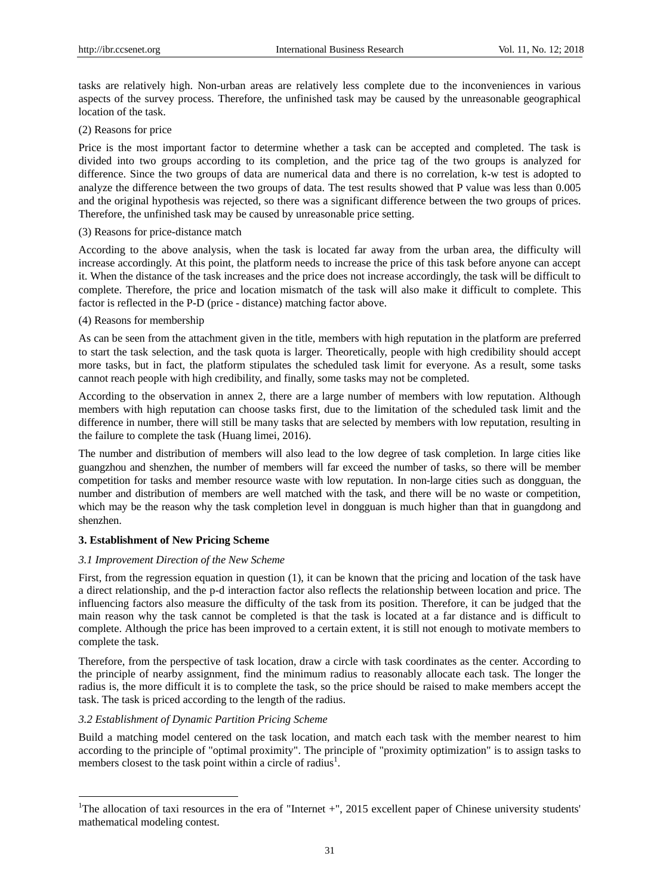tasks are relatively high. Non-urban areas are relatively less complete due to the inconveniences in various aspects of the survey process. Therefore, the unfinished task may be caused by the unreasonable geographical location of the task.

(2) Reasons for price

Price is the most important factor to determine whether a task can be accepted and completed. The task is divided into two groups according to its completion, and the price tag of the two groups is analyzed for difference. Since the two groups of data are numerical data and there is no correlation, k-w test is adopted to analyze the difference between the two groups of data. The test results showed that P value was less than 0.005 and the original hypothesis was rejected, so there was a significant difference between the two groups of prices. Therefore, the unfinished task may be caused by unreasonable price setting.

(3) Reasons for price-distance match

According to the above analysis, when the task is located far away from the urban area, the difficulty will increase accordingly. At this point, the platform needs to increase the price of this task before anyone can accept it. When the distance of the task increases and the price does not increase accordingly, the task will be difficult to complete. Therefore, the price and location mismatch of the task will also make it difficult to complete. This factor is reflected in the P-D (price - distance) matching factor above.

(4) Reasons for membership

As can be seen from the attachment given in the title, members with high reputation in the platform are preferred to start the task selection, and the task quota is larger. Theoretically, people with high credibility should accept more tasks, but in fact, the platform stipulates the scheduled task limit for everyone. As a result, some tasks cannot reach people with high credibility, and finally, some tasks may not be completed.

According to the observation in annex 2, there are a large number of members with low reputation. Although members with high reputation can choose tasks first, due to the limitation of the scheduled task limit and the difference in number, there will still be many tasks that are selected by members with low reputation, resulting in the failure to complete the task (Huang limei, 2016).

The number and distribution of members will also lead to the low degree of task completion. In large cities like guangzhou and shenzhen, the number of members will far exceed the number of tasks, so there will be member competition for tasks and member resource waste with low reputation. In non-large cities such as dongguan, the number and distribution of members are well matched with the task, and there will be no waste or competition, which may be the reason why the task completion level in dongguan is much higher than that in guangdong and shenzhen.

## 3. Establishment of New Pricing Scheme

### *3.1 Improvement Direction of the New Scheme*

First, from the regression equation in question (1), it can be known that the pricing and location of the task have a direct relationship, and the p-d interaction factor also reflects the relationship between location and price. The influencing factors also measure the difficulty of the task from its position. Therefore, it can be judged that the main reason why the task cannot be completed is that the task is located at a far distance and is difficult to complete. Although the price has been improved to a certain extent, it is still not enough to motivate members to complete the task.

Therefore, from the perspective of task location, draw a circle with task coordinates as the center. According to the principle of nearby assignment, find the minimum radius to reasonably allocate each task. The longer the radius is, the more difficult it is to complete the task, so the price should be raised to make members accept the task. The task is priced according to the length of the radius.

### *3.2 Establishment of Dynamic Partition Pricing Scheme*

Build a matching model centered on the task location, and match each task with the member nearest to him according to the principle of "optimal proximity". The principle of "proximity optimization" is to assign tasks to members closest to the task point within a circle of radius[1].

---

[1]The allocation of taxi resources in the era of "Internet +", 2015 excellent paper of Chinese university students' mathematical modeling contest.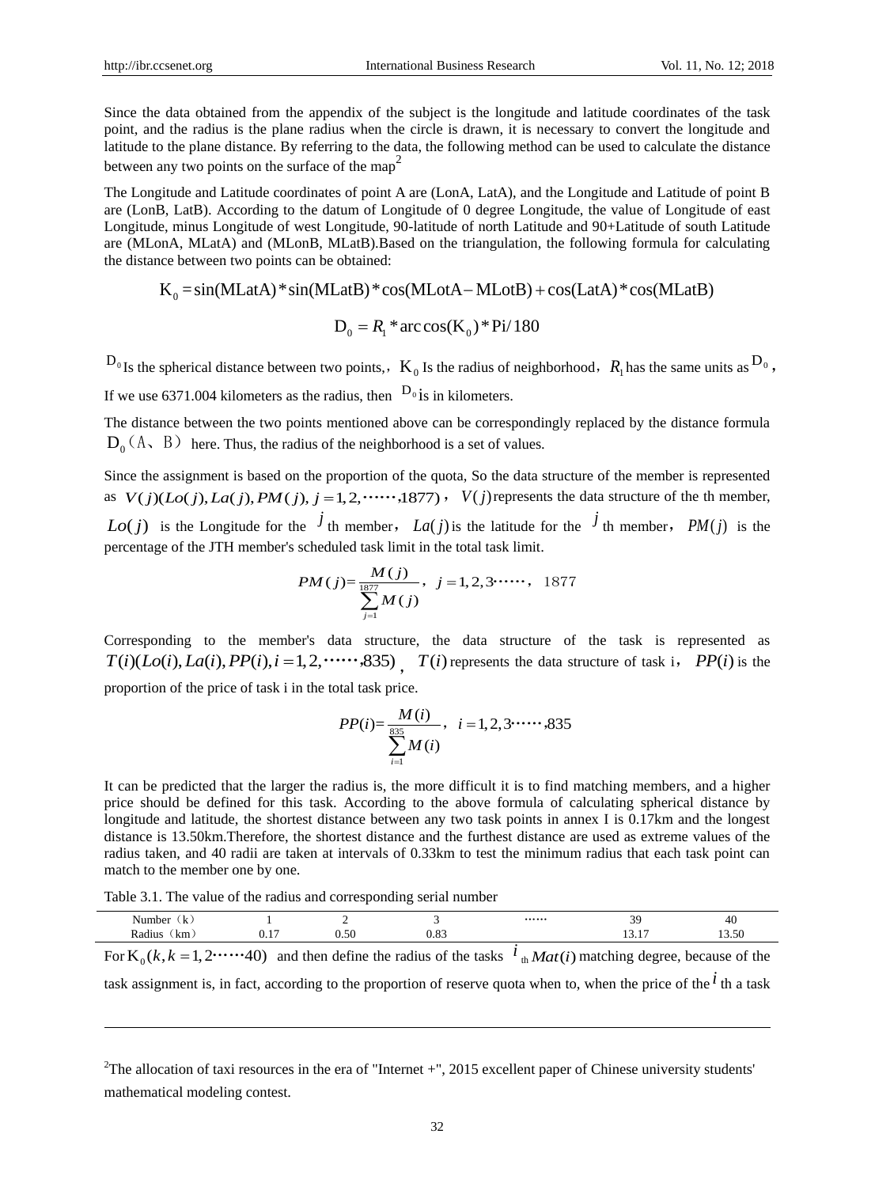Since the data obtained from the appendix of the subject is the longitude and latitude coordinates of the task point, and the radius is the plane radius when the circle is drawn, it is necessary to convert the longitude and latitude to the plane distance. By referring to the data, the following method can be used to calculate the distance between any two points on the surface of the map[2]

The Longitude and Latitude coordinates of point A are (LonA, LatA), and the Longitude and Latitude of point B are (LonB, LatB). According to the datum of Longitude of 0 degree Longitude, the value of Longitude of east Longitude, minus Longitude of west Longitude, 90-latitude of north Latitude and 90+Latitude of south Latitude are (MLonA, MLatA) and (MLonB, MLatB).Based on the triangulation, the following formula for calculating the distance between two points can be obtained:

$$\mathrm{K}_0 = \sin(\mathrm{MLatA}) * \sin(\mathrm{MLatB}) * \cos(\mathrm{MLotA} - \mathrm{MLotB}) + \cos(\mathrm{LatA}) * \cos(\mathrm{MLatB})$$

$$\mathrm{D}_0 = R_1 * \arccos(\mathrm{K}_0) * \mathrm{Pi}/180$$

$\mathrm{D}_0$ Is the spherical distance between two points, $\mathrm{K}_0$ Is the radius of neighborhood, $R_1$ has the same units as $\mathrm{D}_0$, If we use 6371.004 kilometers as the radius, then $\mathrm{D}_0$ is in kilometers.

The distance between the two points mentioned above can be correspondingly replaced by the distance formula $\mathrm{D}_0$（A、B） here. Thus, the radius of the neighborhood is a set of values.

Since the assignment is based on the proportion of the quota, So the data structure of the member is represented as $V(j)(Lo(j), La(j), PM(j), j = 1, 2, \cdots\cdots, 1877)$, $V(j)$ represents the data structure of the th member, $Lo(j)$ is the Longitude for the $j$ th member, $La(j)$ is the latitude for the $j$ th member, $PM(j)$ is the percentage of the JTH member's scheduled task limit in the total task limit.

$$PM(j) = \frac{M(j)}{\sum_{j=1}^{1877} M(j)}, \quad j = 1, 2, 3 \cdots\cdots, \quad 1877$$

Corresponding to the member's data structure, the data structure of the task is represented as $T(i)(Lo(i), La(i), PP(i), i = 1, 2, \cdots\cdots, 835)$, $T(i)$ represents the data structure of task i, $PP(i)$ is the proportion of the price of task i in the total task price.

$$PP(i) = \frac{M(i)}{\sum_{i=1}^{835} M(i)}, \quad i = 1, 2, 3 \cdots\cdots, 835$$

It can be predicted that the larger the radius is, the more difficult it is to find matching members, and a higher price should be defined for this task. According to the above formula of calculating spherical distance by longitude and latitude, the shortest distance between any two task points in annex I is 0.17km and the longest distance is 13.50km.Therefore, the shortest distance and the furthest distance are used as extreme values of the radius taken, and 40 radii are taken at intervals of 0.33km to test the minimum radius that each task point can match to the member one by one.

Table 3.1. The value of the radius and corresponding serial number

| Number（k） | 1 | 2 | 3 | …… | 39 | 40 |
|---|---|---|---|---|---|---|
| Radius（km） | 0.17 | 0.50 | 0.83 | | 13.17 | 13.50 |

For $\mathrm{K}_0(k, k = 1, 2 \cdots\cdots 40)$ and then define the radius of the tasks $i$ th $Mat(i)$ matching degree, because of the task assignment is, in fact, according to the proportion of reserve quota when to, when the price of the $i$ th a task

---

[2]The allocation of taxi resources in the era of "Internet +", 2015 excellent paper of Chinese university students' mathematical modeling contest.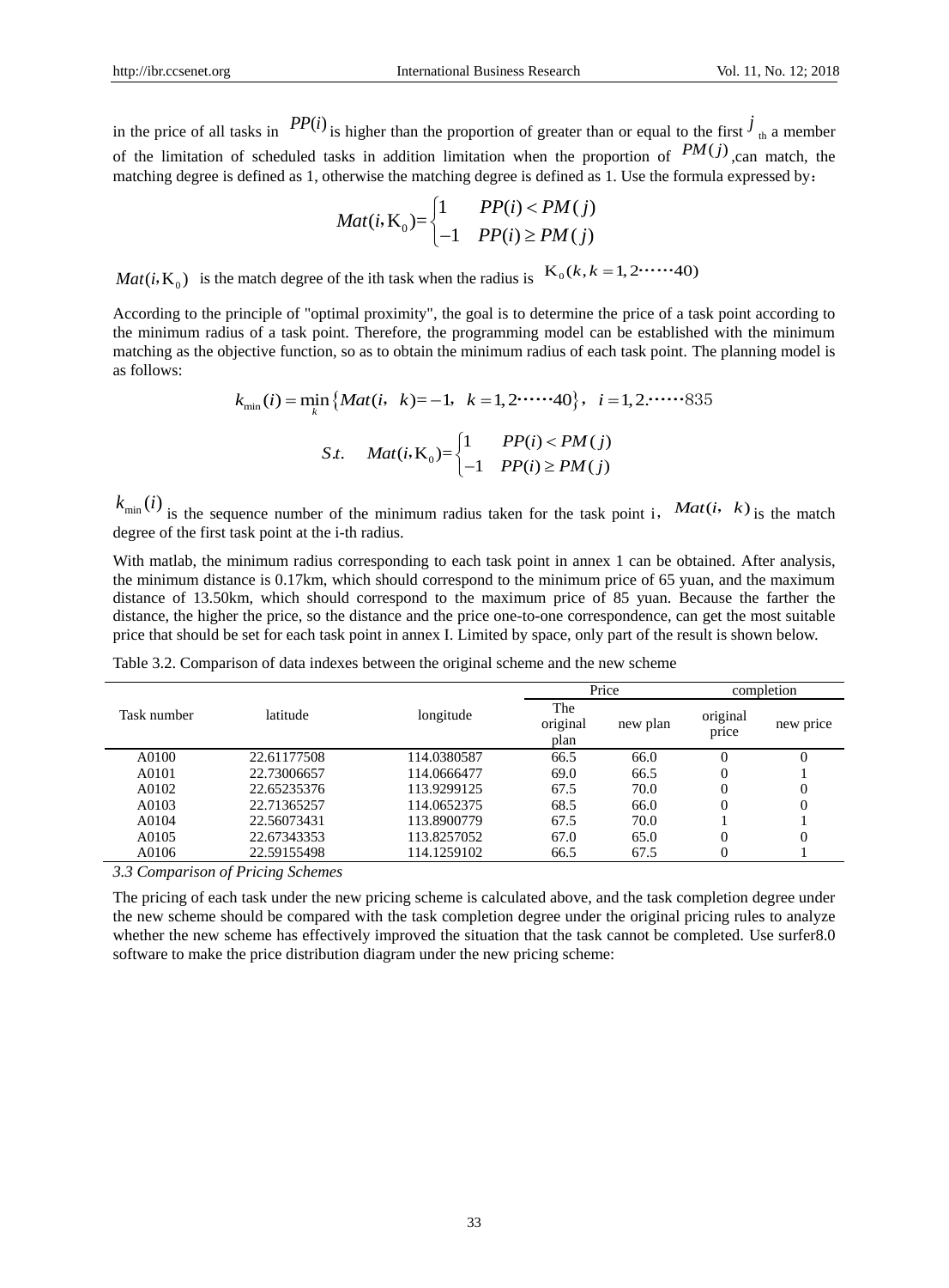in the price of all tasks in $PP(i)$ is higher than the proportion of greater than or equal to the first $j$ th a member of the limitation of scheduled tasks in addition limitation when the proportion of $PM(j)$,can match, the matching degree is defined as 1, otherwise the matching degree is defined as 1. Use the formula expressed by：

$$Mat(i,\mathrm{K}_0)=\begin{cases}1 & PP(i)<PM(j)\\ -1 & PP(i)\geq PM(j)\end{cases}$$

$Mat(i,\mathrm{K}_0)$ is the match degree of the ith task when the radius is $\mathrm{K}_0(k, k=1,2\cdots\cdots 40)$

According to the principle of "optimal proximity", the goal is to determine the price of a task point according to the minimum radius of a task point. Therefore, the programming model can be established with the minimum matching as the objective function, so as to obtain the minimum radius of each task point. The planning model is as follows:

$$k_{\min}(i)=\min_{k}\left\{Mat(i,\ k)=-1,\ k=1,2\cdots\cdots 40\right\},\ \ i=1,2.\cdots\cdots 835$$

$$S.t.\quad Mat(i,\mathrm{K}_0)=\begin{cases}1 & PP(i)<PM(j)\\ -1 & PP(i)\geq PM(j)\end{cases}$$

$k_{\min}(i)$ is the sequence number of the minimum radius taken for the task point i, $Mat(i,\ k)$ is the match degree of the first task point at the i-th radius.

With matlab, the minimum radius corresponding to each task point in annex 1 can be obtained. After analysis, the minimum distance is 0.17km, which should correspond to the minimum price of 65 yuan, and the maximum distance of 13.50km, which should correspond to the maximum price of 85 yuan. Because the farther the distance, the higher the price, so the distance and the price one-to-one correspondence, can get the most suitable price that should be set for each task point in annex I. Limited by space, only part of the result is shown below.

Table 3.2. Comparison of data indexes between the original scheme and the new scheme

| Task number | latitude | longitude | Price | | completion | |
|---|---|---|---|---|---|---|
| | | | The original plan | new plan | original price | new price |
| A0100 | 22.61177508 | 114.0380587 | 66.5 | 66.0 | 0 | 0 |
| A0101 | 22.73006657 | 114.0666477 | 69.0 | 66.5 | 0 | 1 |
| A0102 | 22.65235376 | 113.9299125 | 67.5 | 70.0 | 0 | 0 |
| A0103 | 22.71365257 | 114.0652375 | 68.5 | 66.0 | 0 | 0 |
| A0104 | 22.56073431 | 113.8900779 | 67.5 | 70.0 | 1 | 1 |
| A0105 | 22.67343353 | 113.8257052 | 67.0 | 65.0 | 0 | 0 |
| A0106 | 22.59155498 | 114.1259102 | 66.5 | 67.5 | 0 | 1 |

### *3.3 Comparison of Pricing Schemes*

The pricing of each task under the new pricing scheme is calculated above, and the task completion degree under the new scheme should be compared with the task completion degree under the original pricing rules to analyze whether the new scheme has effectively improved the situation that the task cannot be completed. Use surfer8.0 software to make the price distribution diagram under the new pricing scheme: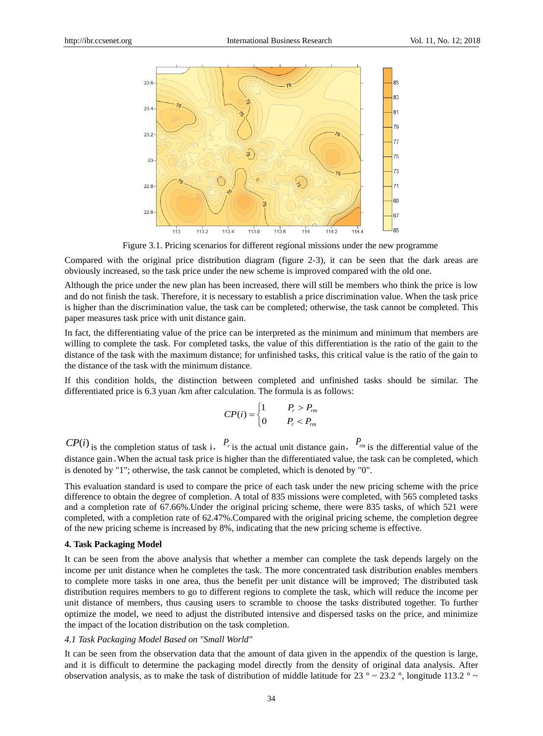Figure 3.1. Pricing scenarios for different regional missions under the new programme

Compared with the original price distribution diagram (figure 2-3), it can be seen that the dark areas are obviously increased, so the task price under the new scheme is improved compared with the old one.

Although the price under the new plan has been increased, there will still be members who think the price is low and do not finish the task. Therefore, it is necessary to establish a price discrimination value. When the task price is higher than the discrimination value, the task can be completed; otherwise, the task cannot be completed. This paper measures task price with unit distance gain.

In fact, the differentiating value of the price can be interpreted as the minimum and minimum that members are willing to complete the task. For completed tasks, the value of this differentiation is the ratio of the gain to the distance of the task with the maximum distance; for unfinished tasks, this critical value is the ratio of the gain to the distance of the task with the minimum distance.

If this condition holds, the distinction between completed and unfinished tasks should be similar. The differentiated price is 6.3 yuan /km after calculation. The formula is as follows:

$$CP(i) = \begin{cases} 1 & P_r > P_{rm} \\ 0 & P_r < P_{rm} \end{cases}$$

$CP(i)$ is the completion status of task i, $P_r$ is the actual unit distance gain, $P_{rm}$ is the differential value of the distance gain。When the actual task price is higher than the differentiated value, the task can be completed, which is denoted by "1"; otherwise, the task cannot be completed, which is denoted by "0".

This evaluation standard is used to compare the price of each task under the new pricing scheme with the price difference to obtain the degree of completion. A total of 835 missions were completed, with 565 completed tasks and a completion rate of 67.66%.Under the original pricing scheme, there were 835 tasks, of which 521 were completed, with a completion rate of 62.47%.Compared with the original pricing scheme, the completion degree of the new pricing scheme is increased by 8%, indicating that the new pricing scheme is effective.

## 4. Task Packaging Model

It can be seen from the above analysis that whether a member can complete the task depends largely on the income per unit distance when he completes the task. The more concentrated task distribution enables members to complete more tasks in one area, thus the benefit per unit distance will be improved; The distributed task distribution requires members to go to different regions to complete the task, which will reduce the income per unit distance of members, thus causing users to scramble to choose the tasks distributed together. To further optimize the model, we need to adjust the distributed intensive and dispersed tasks on the price, and minimize the impact of the location distribution on the task completion.

### *4.1 Task Packaging Model Based on "Small World"*

It can be seen from the observation data that the amount of data given in the appendix of the question is large, and it is difficult to determine the packaging model directly from the density of original data analysis. After observation analysis, as to make the task of distribution of middle latitude for 23 ° ~ 23.2 °, longitude 113.2 ° ~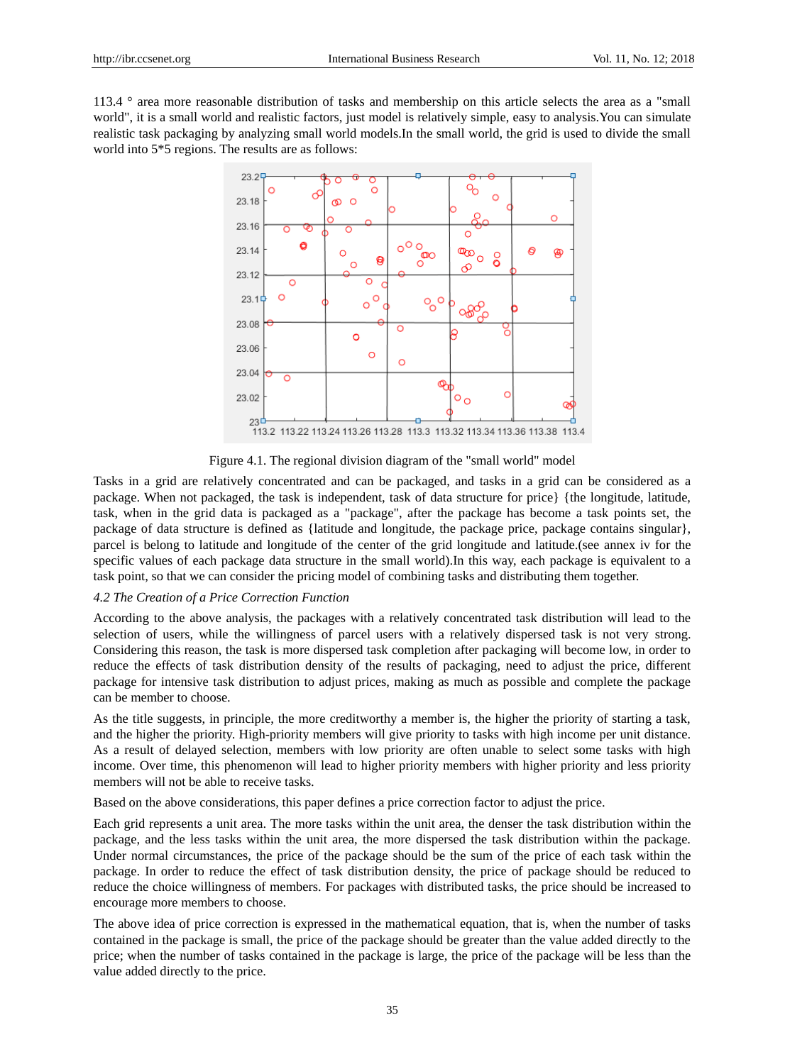113.4 ° area more reasonable distribution of tasks and membership on this article selects the area as a "small world", it is a small world and realistic factors, just model is relatively simple, easy to analysis.You can simulate realistic task packaging by analyzing small world models.In the small world, the grid is used to divide the small world into 5*5 regions. The results are as follows:

Figure 4.1. The regional division diagram of the "small world" model

Tasks in a grid are relatively concentrated and can be packaged, and tasks in a grid can be considered as a package. When not packaged, the task is independent, task of data structure for price} {the longitude, latitude, task, when in the grid data is packaged as a "package", after the package has become a task points set, the package of data structure is defined as {latitude and longitude, the package price, package contains singular}, parcel is belong to latitude and longitude of the center of the grid longitude and latitude.(see annex iv for the specific values of each package data structure in the small world).In this way, each package is equivalent to a task point, so that we can consider the pricing model of combining tasks and distributing them together.

*4.2 The Creation of a Price Correction Function*

According to the above analysis, the packages with a relatively concentrated task distribution will lead to the selection of users, while the willingness of parcel users with a relatively dispersed task is not very strong. Considering this reason, the task is more dispersed task completion after packaging will become low, in order to reduce the effects of task distribution density of the results of packaging, need to adjust the price, different package for intensive task distribution to adjust prices, making as much as possible and complete the package can be member to choose.

As the title suggests, in principle, the more creditworthy a member is, the higher the priority of starting a task, and the higher the priority. High-priority members will give priority to tasks with high income per unit distance. As a result of delayed selection, members with low priority are often unable to select some tasks with high income. Over time, this phenomenon will lead to higher priority members with higher priority and less priority members will not be able to receive tasks.

Based on the above considerations, this paper defines a price correction factor to adjust the price.

Each grid represents a unit area. The more tasks within the unit area, the denser the task distribution within the package, and the less tasks within the unit area, the more dispersed the task distribution within the package. Under normal circumstances, the price of the package should be the sum of the price of each task within the package. In order to reduce the effect of task distribution density, the price of package should be reduced to reduce the choice willingness of members. For packages with distributed tasks, the price should be increased to encourage more members to choose.

The above idea of price correction is expressed in the mathematical equation, that is, when the number of tasks contained in the package is small, the price of the package should be greater than the value added directly to the price; when the number of tasks contained in the package is large, the price of the package will be less than the value added directly to the price.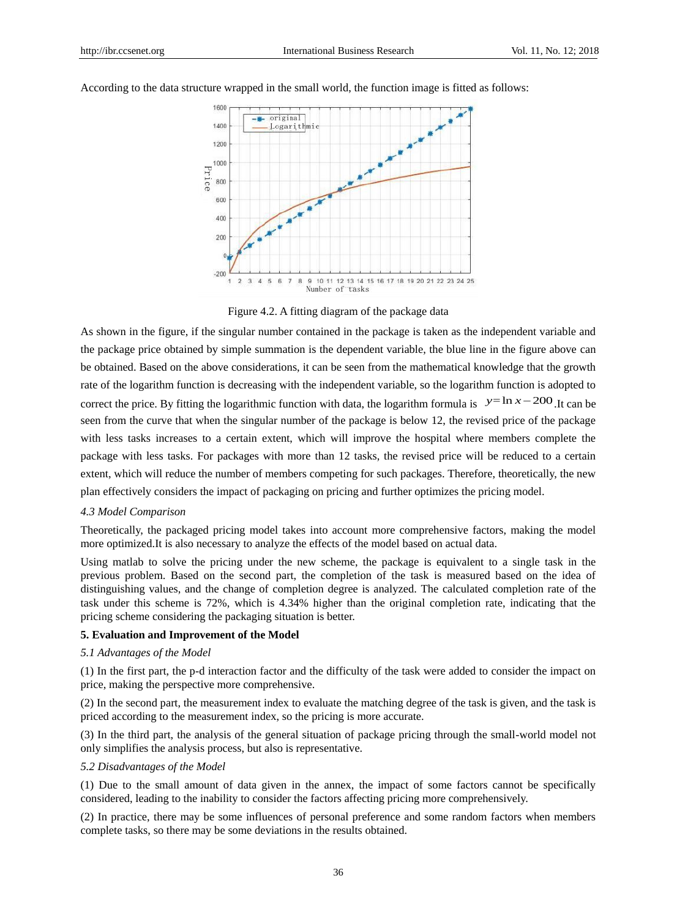According to the data structure wrapped in the small world, the function image is fitted as follows:

Figure 4.2. A fitting diagram of the package data

As shown in the figure, if the singular number contained in the package is taken as the independent variable and the package price obtained by simple summation is the dependent variable, the blue line in the figure above can be obtained. Based on the above considerations, it can be seen from the mathematical knowledge that the growth rate of the logarithm function is decreasing with the independent variable, so the logarithm function is adopted to correct the price. By fitting the logarithmic function with data, the logarithm formula is $y = \ln x - 200$. It can be seen from the curve that when the singular number of the package is below 12, the revised price of the package with less tasks increases to a certain extent, which will improve the hospital where members complete the package with less tasks. For packages with more than 12 tasks, the revised price will be reduced to a certain extent, which will reduce the number of members competing for such packages. Therefore, theoretically, the new plan effectively considers the impact of packaging on pricing and further optimizes the pricing model.

*4.3 Model Comparison*

Theoretically, the packaged pricing model takes into account more comprehensive factors, making the model more optimized.It is also necessary to analyze the effects of the model based on actual data.

Using matlab to solve the pricing under the new scheme, the package is equivalent to a single task in the previous problem. Based on the second part, the completion of the task is measured based on the idea of distinguishing values, and the change of completion degree is analyzed. The calculated completion rate of the task under this scheme is 72%, which is 4.34% higher than the original completion rate, indicating that the pricing scheme considering the packaging situation is better.

## 5. Evaluation and Improvement of the Model

*5.1 Advantages of the Model*

(1) In the first part, the p-d interaction factor and the difficulty of the task were added to consider the impact on price, making the perspective more comprehensive.

(2) In the second part, the measurement index to evaluate the matching degree of the task is given, and the task is priced according to the measurement index, so the pricing is more accurate.

(3) In the third part, the analysis of the general situation of package pricing through the small-world model not only simplifies the analysis process, but also is representative.

*5.2 Disadvantages of the Model*

(1) Due to the small amount of data given in the annex, the impact of some factors cannot be specifically considered, leading to the inability to consider the factors affecting pricing more comprehensively.

(2) In practice, there may be some influences of personal preference and some random factors when members complete tasks, so there may be some deviations in the results obtained.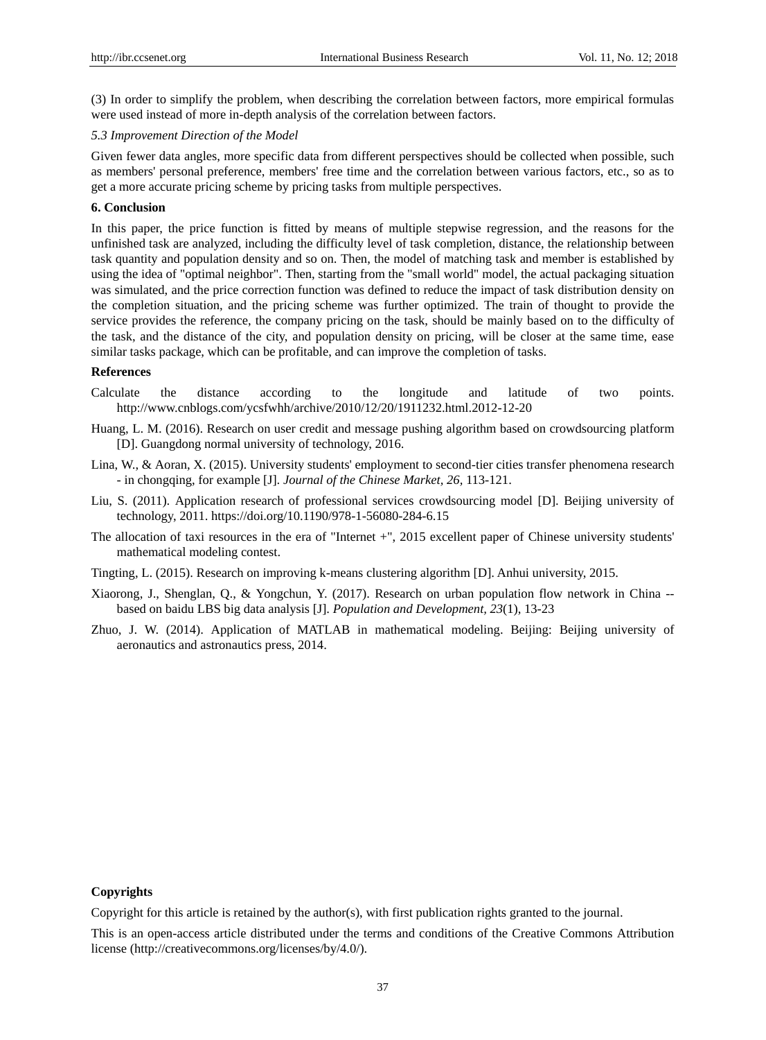(3) In order to simplify the problem, when describing the correlation between factors, more empirical formulas were used instead of more in-depth analysis of the correlation between factors.

### *5.3 Improvement Direction of the Model*

Given fewer data angles, more specific data from different perspectives should be collected when possible, such as members' personal preference, members' free time and the correlation between various factors, etc., so as to get a more accurate pricing scheme by pricing tasks from multiple perspectives.

## 6. Conclusion

In this paper, the price function is fitted by means of multiple stepwise regression, and the reasons for the unfinished task are analyzed, including the difficulty level of task completion, distance, the relationship between task quantity and population density and so on. Then, the model of matching task and member is established by using the idea of "optimal neighbor". Then, starting from the "small world" model, the actual packaging situation was simulated, and the price correction function was defined to reduce the impact of task distribution density on the completion situation, and the pricing scheme was further optimized. The train of thought to provide the service provides the reference, the company pricing on the task, should be mainly based on to the difficulty of the task, and the distance of the city, and population density on pricing, will be closer at the same time, ease similar tasks package, which can be profitable, and can improve the completion of tasks.

## References

Calculate the distance according to the longitude and latitude of two points. http://www.cnblogs.com/ycsfwhh/archive/2010/12/20/1911232.html.2012-12-20

Huang, L. M. (2016). Research on user credit and message pushing algorithm based on crowdsourcing platform [D]. Guangdong normal university of technology, 2016.

Lina, W., & Aoran, X. (2015). University students' employment to second-tier cities transfer phenomena research - in chongqing, for example [J]. *Journal of the Chinese Market, 26,* 113-121.

Liu, S. (2011). Application research of professional services crowdsourcing model [D]. Beijing university of technology, 2011. https://doi.org/10.1190/978-1-56080-284-6.15

The allocation of taxi resources in the era of "Internet +", 2015 excellent paper of Chinese university students' mathematical modeling contest.

Tingting, L. (2015). Research on improving k-means clustering algorithm [D]. Anhui university, 2015.

Xiaorong, J., Shenglan, Q., & Yongchun, Y. (2017). Research on urban population flow network in China -- based on baidu LBS big data analysis [J]. *Population and Development, 23*(1), 13-23

Zhuo, J. W. (2014). Application of MATLAB in mathematical modeling. Beijing: Beijing university of aeronautics and astronautics press, 2014.

## Copyrights

Copyright for this article is retained by the author(s), with first publication rights granted to the journal.

This is an open-access article distributed under the terms and conditions of the Creative Commons Attribution license (http://creativecommons.org/licenses/by/4.0/).